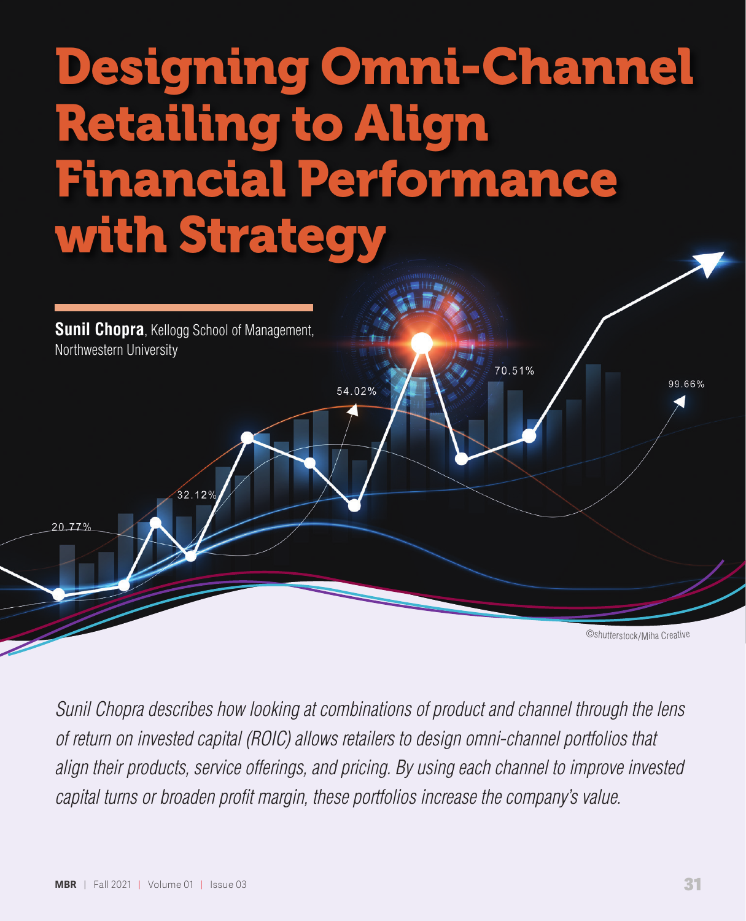# Designing Omni-Channel Retailing to Align Financial Performance with Strategy

**Sunil Chopra**, Kellogg School of Management, Northwestern University

©shutterstock/Miha Creative

*Sunil Chopra describes how looking at combinations of product and channel through the lens of return on invested capital (ROIC) allows retailers to design omni-channel portfolios that align their products, service offerings, and pricing. By using each channel to improve invested capital turns or broaden profit margin, these portfolios increase the company's value.*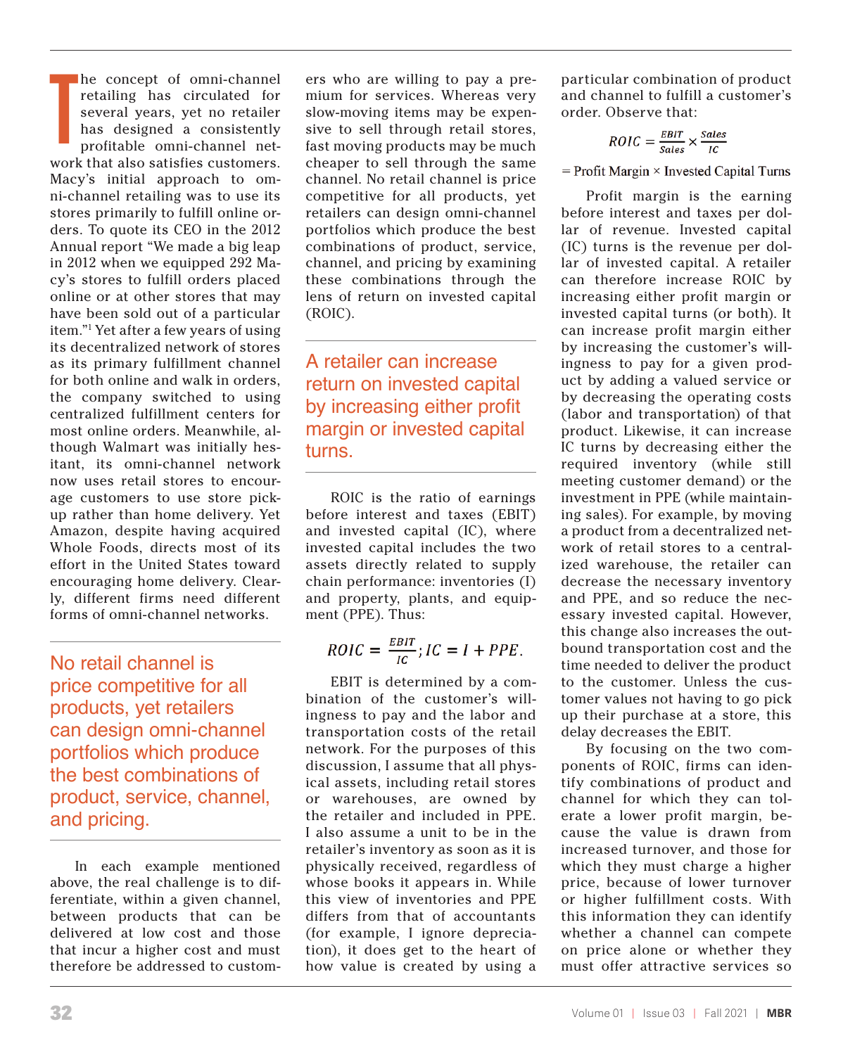The concept of omni-channel retailing has circulated for several years, yet no retailer has designed a consistently profitable omni-channel network that also satisfies customers. Macy's initial approach to omni-channel retailing was to use its stores primarily to fulfill online orders. To quote its CEO in the 2012 Annual report "We made a big leap in 2012 when we equipped 292 Macy's stores to fulfill orders placed online or at other stores that may have been sold out of a particular item."[1] Yet after a few years of using its decentralized network of stores as its primary fulfillment channel for both online and walk in orders, the company switched to using centralized fulfillment centers for most online orders. Meanwhile, although Walmart was initially hesitant, its omni-channel network now uses retail stores to encourage customers to use store pick-up rather than home delivery. Yet Amazon, despite having acquired Whole Foods, directs most of its effort in the United States toward encouraging home delivery. Clearly, different firms need different forms of omni-channel networks.

> No retail channel is price competitive for all products, yet retailers can design omni-channel portfolios which produce the best combinations of product, service, channel, and pricing.

In each example mentioned above, the real challenge is to differentiate, within a given channel, between products that can be delivered at low cost and those that incur a higher cost and must therefore be addressed to customers who are willing to pay a premium for services. Whereas very slow-moving items may be expensive to sell through retail stores, fast moving products may be much cheaper to sell through the same channel. No retail channel is price competitive for all products, yet retailers can design omni-channel portfolios which produce the best combinations of product, service, channel, and pricing by examining these combinations through the lens of return on invested capital (ROIC).

> A retailer can increase return on invested capital by increasing either profit margin or invested capital turns.

ROIC is the ratio of earnings before interest and taxes (EBIT) and invested capital (IC), where invested capital includes the two assets directly related to supply chain performance: inventories (I) and property, plants, and equipment (PPE). Thus:

$$ROIC = \frac{EBIT}{IC}; IC = I + PPE.$$

EBIT is determined by a combination of the customer's willingness to pay and the labor and transportation costs of the retail network. For the purposes of this discussion, I assume that all physical assets, including retail stores or warehouses, are owned by the retailer and included in PPE. I also assume a unit to be in the retailer's inventory as soon as it is physically received, regardless of whose books it appears in. While this view of inventories and PPE differs from that of accountants (for example, I ignore depreciation), it does get to the heart of how value is created by using a particular combination of product and channel to fulfill a customer's order. Observe that:

$$ROIC = \frac{EBIT}{Sales} \times \frac{Sales}{IC}$$

$$= \text{Profit Margin} \times \text{Invested Capital Turns}$$

Profit margin is the earning before interest and taxes per dollar of revenue. Invested capital (IC) turns is the revenue per dollar of invested capital. A retailer can therefore increase ROIC by increasing either profit margin or invested capital turns (or both). It can increase profit margin either by increasing the customer's willingness to pay for a given product by adding a valued service or by decreasing the operating costs (labor and transportation) of that product. Likewise, it can increase IC turns by decreasing either the required inventory (while still meeting customer demand) or the investment in PPE (while maintaining sales). For example, by moving a product from a decentralized network of retail stores to a centralized warehouse, the retailer can decrease the necessary inventory and PPE, and so reduce the necessary invested capital. However, this change also increases the outbound transportation cost and the time needed to deliver the product to the customer. Unless the customer values not having to go pick up their purchase at a store, this delay decreases the EBIT.

By focusing on the two components of ROIC, firms can identify combinations of product and channel for which they can tolerate a lower profit margin, because the value is drawn from increased turnover, and those for which they must charge a higher price, because of lower turnover or higher fulfillment costs. With this information they can identify whether a channel can compete on price alone or whether they must offer attractive services so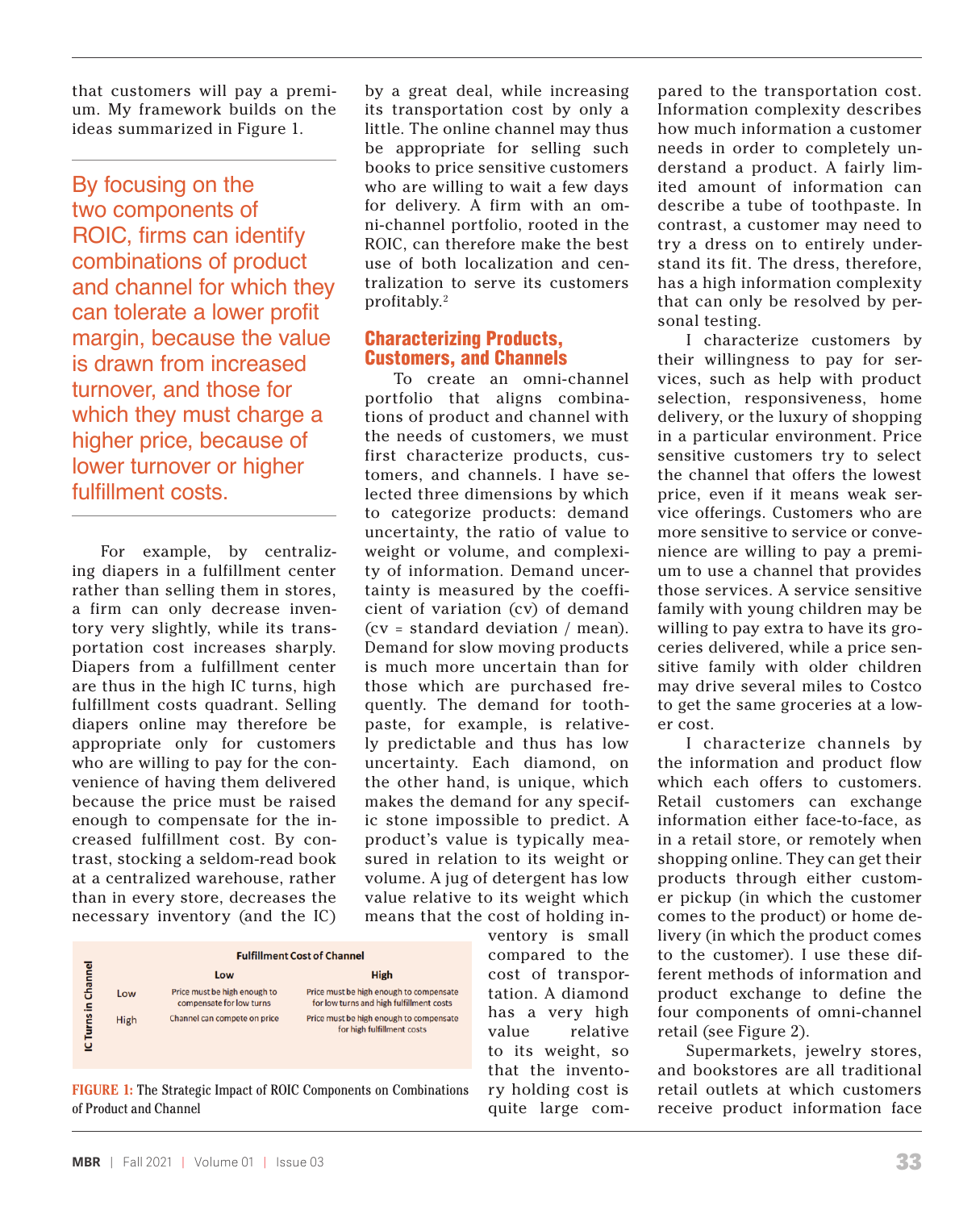that customers will pay a premium. My framework builds on the ideas summarized in Figure 1.

> By focusing on the two components of ROIC, firms can identify combinations of product and channel for which they can tolerate a lower profit margin, because the value is drawn from increased turnover, and those for which they must charge a higher price, because of lower turnover or higher fulfillment costs.

For example, by centralizing diapers in a fulfillment center rather than selling them in stores, a firm can only decrease inventory very slightly, while its transportation cost increases sharply. Diapers from a fulfillment center are thus in the high IC turns, high fulfillment costs quadrant. Selling diapers online may therefore be appropriate only for customers who are willing to pay for the convenience of having them delivered because the price must be raised enough to compensate for the increased fulfillment cost. By contrast, stocking a seldom-read book at a centralized warehouse, rather than in every store, decreases the necessary inventory (and the IC) by a great deal, while increasing its transportation cost by only a little. The online channel may thus be appropriate for selling such books to price sensitive customers who are willing to wait a few days for delivery. A firm with an omni-channel portfolio, rooted in the ROIC, can therefore make the best use of both localization and centralization to serve its customers profitably.[2]

| IC Turns in Channel | Fulfillment Cost of Channel: Low | Fulfillment Cost of Channel: High |
|---|---|---|
| Low | Price must be high enough to compensate for low turns | Price must be high enough to compensate for low turns and high fulfillment costs |
| High | Channel can compete on price | Price must be high enough to compensate for high fulfillment costs |

**FIGURE 1:** The Strategic Impact of ROIC Components on Combinations of Product and Channel

## Characterizing Products, Customers, and Channels

To create an omni-channel portfolio that aligns combinations of product and channel with the needs of customers, we must first characterize products, customers, and channels. I have selected three dimensions by which to categorize products: demand uncertainty, the ratio of value to weight or volume, and complexity of information. Demand uncertainty is measured by the coefficient of variation (cv) of demand (cv = standard deviation / mean). Demand for slow moving products is much more uncertain than for those which are purchased frequently. The demand for toothpaste, for example, is relatively predictable and thus has low uncertainty. Each diamond, on the other hand, is unique, which makes the demand for any specific stone impossible to predict. A product's value is typically measured in relation to its weight or volume. A jug of detergent has low value relative to its weight which means that the cost of holding inventory is small compared to the cost of transportation. A diamond has a very high value relative to its weight, so that the inventory holding cost is quite large compared to the transportation cost. Information complexity describes how much information a customer needs in order to completely understand a product. A fairly limited amount of information can describe a tube of toothpaste. In contrast, a customer may need to try a dress on to entirely understand its fit. The dress, therefore, has a high information complexity that can only be resolved by personal testing.

I characterize customers by their willingness to pay for services, such as help with product selection, responsiveness, home delivery, or the luxury of shopping in a particular environment. Price sensitive customers try to select the channel that offers the lowest price, even if it means weak service offerings. Customers who are more sensitive to service or convenience are willing to pay a premium to use a channel that provides those services. A service sensitive family with young children may be willing to pay extra to have its groceries delivered, while a price sensitive family with older children may drive several miles to Costco to get the same groceries at a lower cost.

I characterize channels by the information and product flow which each offers to customers. Retail customers can exchange information either face-to-face, as in a retail store, or remotely when shopping online. They can get their products through either customer pickup (in which the customer comes to the product) or home delivery (in which the product comes to the customer). I use these different methods of information and product exchange to define the four components of omni-channel retail (see Figure 2).

Supermarkets, jewelry stores, and bookstores are all traditional retail outlets at which customers receive product information face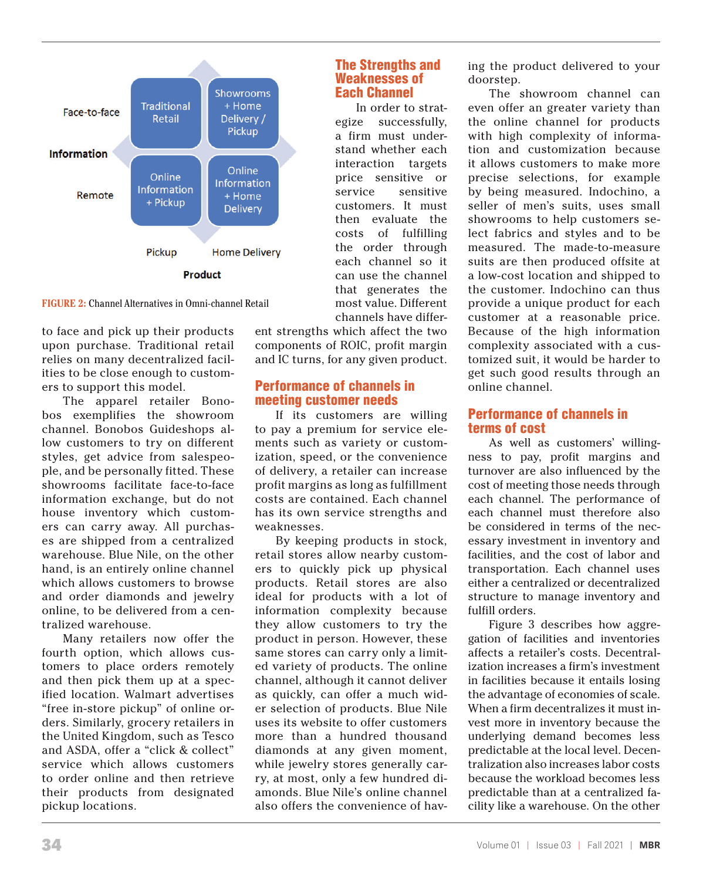| | Pickup | Home Delivery |
|---|---|---|
| Face-to-face | Traditional Retail | Showrooms + Home Delivery / Pickup |
| Remote | Online Information + Pickup | Online Information + Home Delivery |

Rows: Information. Columns: Product.

FIGURE 2: Channel Alternatives in Omni-channel Retail

to face and pick up their products upon purchase. Traditional retail relies on many decentralized facilities to be close enough to customers to support this model.

The apparel retailer Bonobos exemplifies the showroom channel. Bonobos Guideshops allow customers to try on different styles, get advice from salespeople, and be personally fitted. These showrooms facilitate face-to-face information exchange, but do not house inventory which customers can carry away. All purchases are shipped from a centralized warehouse. Blue Nile, on the other hand, is an entirely online channel which allows customers to browse and order diamonds and jewelry online, to be delivered from a centralized warehouse.

Many retailers now offer the fourth option, which allows customers to place orders remotely and then pick them up at a specified location. Walmart advertises "free in-store pickup" of online orders. Similarly, grocery retailers in the United Kingdom, such as Tesco and ASDA, offer a "click & collect" service which allows customers to order online and then retrieve their products from designated pickup locations.

## The Strengths and Weaknesses of Each Channel

In order to strategize successfully, a firm must understand whether each interaction targets price sensitive or service sensitive customers. It must then evaluate the costs of fulfilling the order through each channel so it can use the channel that generates the most value. Different channels have different strengths which affect the two components of ROIC, profit margin and IC turns, for any given product.

### Performance of channels in meeting customer needs

If its customers are willing to pay a premium for service elements such as variety or customization, speed, or the convenience of delivery, a retailer can increase profit margins as long as fulfillment costs are contained. Each channel has its own service strengths and weaknesses.

By keeping products in stock, retail stores allow nearby customers to quickly pick up physical products. Retail stores are also ideal for products with a lot of information complexity because they allow customers to try the product in person. However, these same stores can carry only a limited variety of products. The online channel, although it cannot deliver as quickly, can offer a much wider selection of products. Blue Nile uses its website to offer customers more than a hundred thousand diamonds at any given moment, while jewelry stores generally carry, at most, only a few hundred diamonds. Blue Nile's online channel also offers the convenience of having the product delivered to your doorstep.

The showroom channel can even offer an greater variety than the online channel for products with high complexity of information and customization because it allows customers to make more precise selections, for example by being measured. Indochino, a seller of men's suits, uses small showrooms to help customers select fabrics and styles and to be measured. The made-to-measure suits are then produced offsite at a low-cost location and shipped to the customer. Indochino can thus provide a unique product for each customer at a reasonable price. Because of the high information complexity associated with a customized suit, it would be harder to get such good results through an online channel.

### Performance of channels in terms of cost

As well as customers' willingness to pay, profit margins and turnover are also influenced by the cost of meeting those needs through each channel. The performance of each channel must therefore also be considered in terms of the necessary investment in inventory and facilities, and the cost of labor and transportation. Each channel uses either a centralized or decentralized structure to manage inventory and fulfill orders.

Figure 3 describes how aggregation of facilities and inventories affects a retailer's costs. Decentralization increases a firm's investment in facilities because it entails losing the advantage of economies of scale. When a firm decentralizes it must invest more in inventory because the underlying demand becomes less predictable at the local level. Decentralization also increases labor costs because the workload becomes less predictable than at a centralized facility like a warehouse. On the other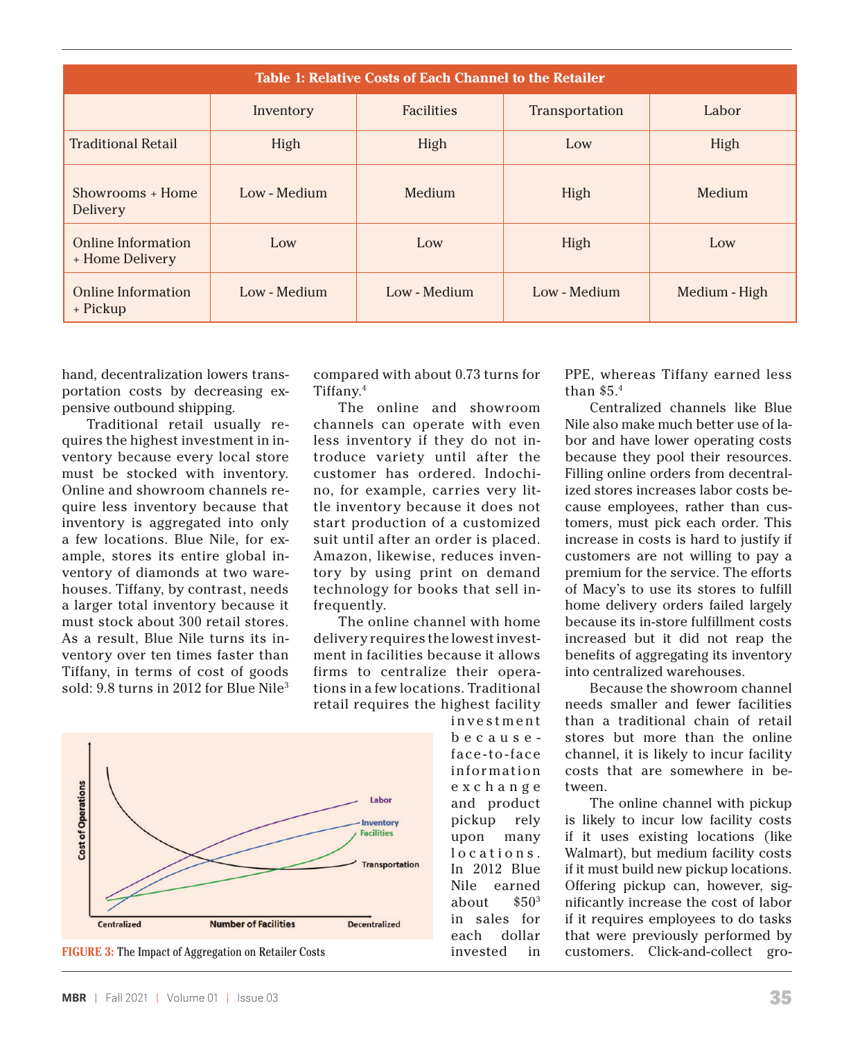**Table 1: Relative Costs of Each Channel to the Retailer**

| | Inventory | Facilities | Transportation | Labor |
|---|---|---|---|---|
| Traditional Retail | High | High | Low | High |
| Showrooms + Home Delivery | Low - Medium | Medium | High | Medium |
| Online Information + Home Delivery | Low | Low | High | Low |
| Online Information + Pickup | Low - Medium | Low - Medium | Low - Medium | Medium - High |

hand, decentralization lowers transportation costs by decreasing expensive outbound shipping.

Traditional retail usually requires the highest investment in inventory because every local store must be stocked with inventory. Online and showroom channels require less inventory because that inventory is aggregated into only a few locations. Blue Nile, for example, stores its entire global inventory of diamonds at two warehouses. Tiffany, by contrast, needs a larger total inventory because it must stock about 300 retail stores. As a result, Blue Nile turns its inventory over ten times faster than Tiffany, in terms of cost of goods sold: 9.8 turns in 2012 for Blue Nile[3] compared with about 0.73 turns for Tiffany.[4]

The online and showroom channels can operate with even less inventory if they do not introduce variety until after the customer has ordered. Indochino, for example, carries very little inventory because it does not start production of a customized suit until after an order is placed. Amazon, likewise, reduces inventory by using print on demand technology for books that sell infrequently.

The online channel with home delivery requires the lowest investment in facilities because it allows firms to centralize their operations in a few locations. Traditional retail requires the highest facility investment because face-to-face information exchange and product pickup rely upon many locations. In 2012 Blue Nile earned about $50[3] in sales for each dollar invested in PPE, whereas Tiffany earned less than $5.[4]

Centralized channels like Blue Nile also make much better use of labor and have lower operating costs because they pool their resources. Filling online orders from decentralized stores increases labor costs because employees, rather than customers, must pick each order. This increase in costs is hard to justify if customers are not willing to pay a premium for the service. The efforts of Macy's to use its stores to fulfill home delivery orders failed largely because its in-store fulfillment costs increased but it did not reap the benefits of aggregating its inventory into centralized warehouses.

Because the showroom channel needs smaller and fewer facilities than a traditional chain of retail stores but more than the online channel, it is likely to incur facility costs that are somewhere in between.

The online channel with pickup is likely to incur low facility costs if it uses existing locations (like Walmart), but medium facility costs if it must build new pickup locations. Offering pickup can, however, significantly increase the cost of labor if it requires employees to do tasks that were previously performed by customers. Click-and-collect gro-

**FIGURE 3:** The Impact of Aggregation on Retailer Costs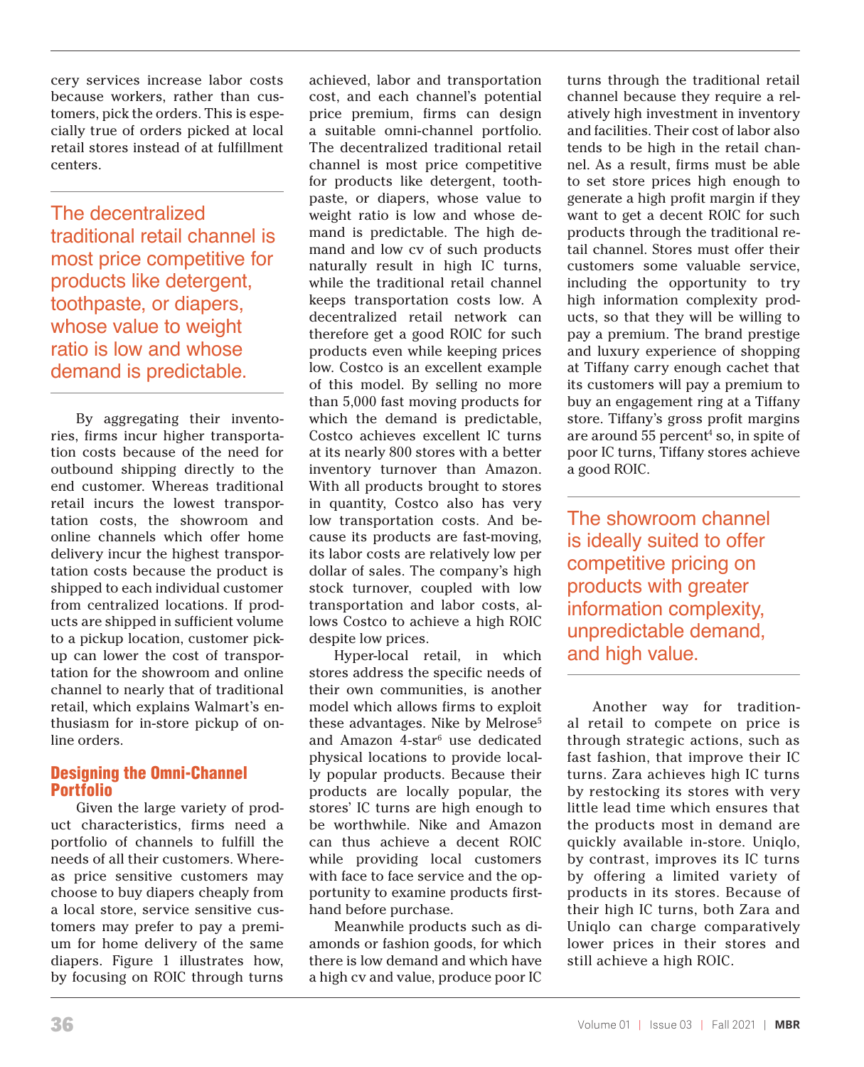cery services increase labor costs because workers, rather than customers, pick the orders. This is especially true of orders picked at local retail stores instead of at fulfillment centers.

> The decentralized traditional retail channel is most price competitive for products like detergent, toothpaste, or diapers, whose value to weight ratio is low and whose demand is predictable.

By aggregating their inventories, firms incur higher transportation costs because of the need for outbound shipping directly to the end customer. Whereas traditional retail incurs the lowest transportation costs, the showroom and online channels which offer home delivery incur the highest transportation costs because the product is shipped to each individual customer from centralized locations. If products are shipped in sufficient volume to a pickup location, customer pickup can lower the cost of transportation for the showroom and online channel to nearly that of traditional retail, which explains Walmart's enthusiasm for in-store pickup of online orders.

## Designing the Omni-Channel Portfolio

Given the large variety of product characteristics, firms need a portfolio of channels to fulfill the needs of all their customers. Whereas price sensitive customers may choose to buy diapers cheaply from a local store, service sensitive customers may prefer to pay a premium for home delivery of the same diapers. Figure 1 illustrates how, by focusing on ROIC through turns achieved, labor and transportation cost, and each channel's potential price premium, firms can design a suitable omni-channel portfolio. The decentralized traditional retail channel is most price competitive for products like detergent, toothpaste, or diapers, whose value to weight ratio is low and whose demand is predictable. The high demand and low cv of such products naturally result in high IC turns, while the traditional retail channel keeps transportation costs low. A decentralized retail network can therefore get a good ROIC for such products even while keeping prices low. Costco is an excellent example of this model. By selling no more than 5,000 fast moving products for which the demand is predictable, Costco achieves excellent IC turns at its nearly 800 stores with a better inventory turnover than Amazon. With all products brought to stores in quantity, Costco also has very low transportation costs. And because its products are fast-moving, its labor costs are relatively low per dollar of sales. The company's high stock turnover, coupled with low transportation and labor costs, allows Costco to achieve a high ROIC despite low prices.

Hyper-local retail, in which stores address the specific needs of their own communities, is another model which allows firms to exploit these advantages. Nike by Melrose[5] and Amazon 4-star[6] use dedicated physical locations to provide locally popular products. Because their products are locally popular, the stores' IC turns are high enough to be worthwhile. Nike and Amazon can thus achieve a decent ROIC while providing local customers with face to face service and the opportunity to examine products firsthand before purchase.

Meanwhile products such as diamonds or fashion goods, for which there is low demand and which have a high cv and value, produce poor IC turns through the traditional retail channel because they require a relatively high investment in inventory and facilities. Their cost of labor also tends to be high in the retail channel. As a result, firms must be able to set store prices high enough to generate a high profit margin if they want to get a decent ROIC for such products through the traditional retail channel. Stores must offer their customers some valuable service, including the opportunity to try high information complexity products, so that they will be willing to pay a premium. The brand prestige and luxury experience of shopping at Tiffany carry enough cachet that its customers will pay a premium to buy an engagement ring at a Tiffany store. Tiffany's gross profit margins are around 55 percent[4] so, in spite of poor IC turns, Tiffany stores achieve a good ROIC.

> The showroom channel is ideally suited to offer competitive pricing on products with greater information complexity, unpredictable demand, and high value.

Another way for traditional retail to compete on price is through strategic actions, such as fast fashion, that improve their IC turns. Zara achieves high IC turns by restocking its stores with very little lead time which ensures that the products most in demand are quickly available in-store. Uniqlo, by contrast, improves its IC turns by offering a limited variety of products in its stores. Because of their high IC turns, both Zara and Uniqlo can charge comparatively lower prices in their stores and still achieve a high ROIC.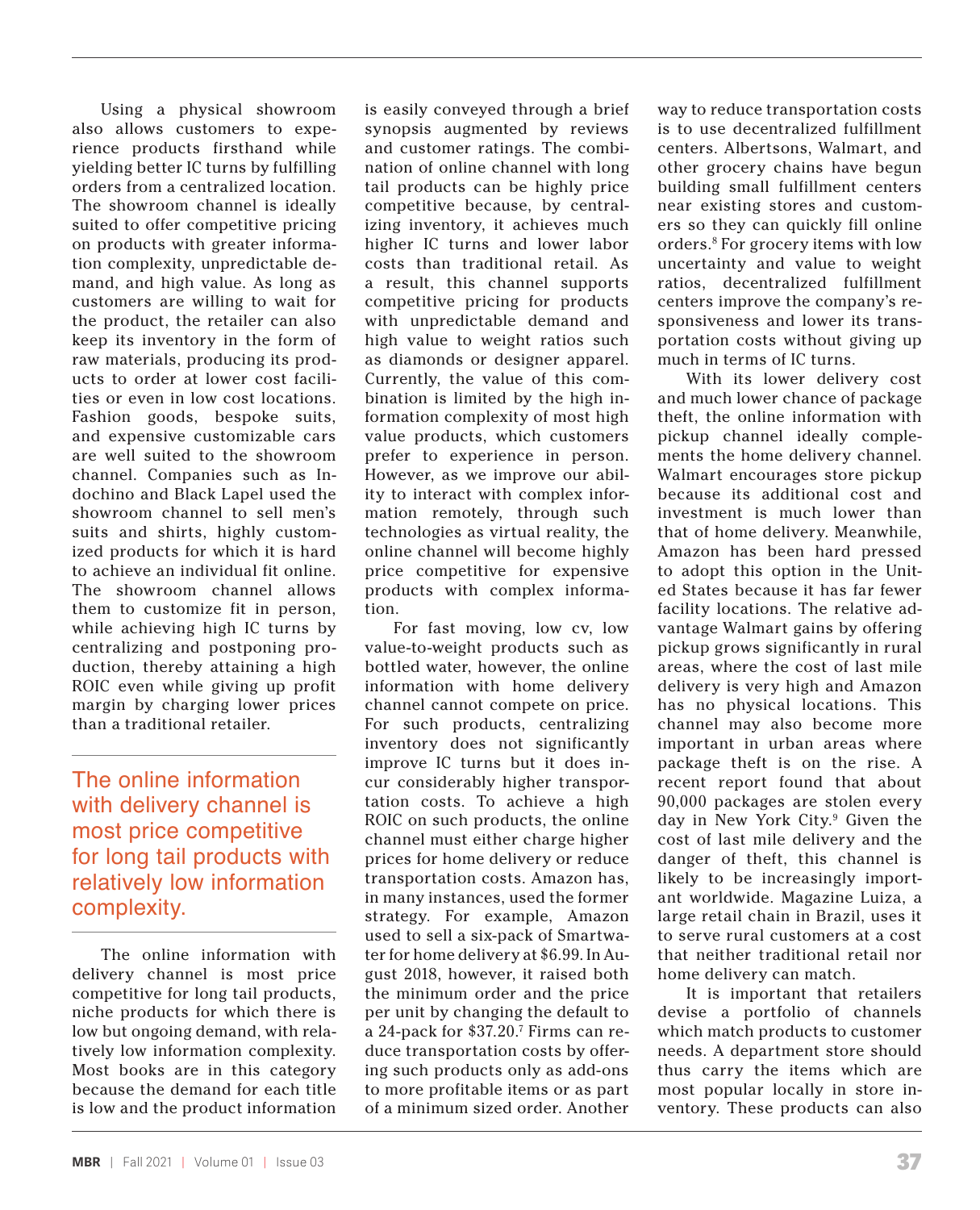Using a physical showroom also allows customers to experience products firsthand while yielding better IC turns by fulfilling orders from a centralized location. The showroom channel is ideally suited to offer competitive pricing on products with greater information complexity, unpredictable demand, and high value. As long as customers are willing to wait for the product, the retailer can also keep its inventory in the form of raw materials, producing its products to order at lower cost facilities or even in low cost locations. Fashion goods, bespoke suits, and expensive customizable cars are well suited to the showroom channel. Companies such as Indochino and Black Lapel used the showroom channel to sell men's suits and shirts, highly customized products for which it is hard to achieve an individual fit online. The showroom channel allows them to customize fit in person, while achieving high IC turns by centralizing and postponing production, thereby attaining a high ROIC even while giving up profit margin by charging lower prices than a traditional retailer.

> The online information with delivery channel is most price competitive for long tail products with relatively low information complexity.

The online information with delivery channel is most price competitive for long tail products, niche products for which there is low but ongoing demand, with relatively low information complexity. Most books are in this category because the demand for each title is low and the product information is easily conveyed through a brief synopsis augmented by reviews and customer ratings. The combination of online channel with long tail products can be highly price competitive because, by centralizing inventory, it achieves much higher IC turns and lower labor costs than traditional retail. As a result, this channel supports competitive pricing for products with unpredictable demand and high value to weight ratios such as diamonds or designer apparel. Currently, the value of this combination is limited by the high information complexity of most high value products, which customers prefer to experience in person. However, as we improve our ability to interact with complex information remotely, through such technologies as virtual reality, the online channel will become highly price competitive for expensive products with complex information.

For fast moving, low cv, low value-to-weight products such as bottled water, however, the online information with home delivery channel cannot compete on price. For such products, centralizing inventory does not significantly improve IC turns but it does incur considerably higher transportation costs. To achieve a high ROIC on such products, the online channel must either charge higher prices for home delivery or reduce transportation costs. Amazon has, in many instances, used the former strategy. For example, Amazon used to sell a six-pack of Smartwater for home delivery at $6.99. In August 2018, however, it raised both the minimum order and the price per unit by changing the default to a 24-pack for $37.20.[7] Firms can reduce transportation costs by offering such products only as add-ons to more profitable items or as part of a minimum sized order. Another way to reduce transportation costs is to use decentralized fulfillment centers. Albertsons, Walmart, and other grocery chains have begun building small fulfillment centers near existing stores and customers so they can quickly fill online orders.[8] For grocery items with low uncertainty and value to weight ratios, decentralized fulfillment centers improve the company's responsiveness and lower its transportation costs without giving up much in terms of IC turns.

With its lower delivery cost and much lower chance of package theft, the online information with pickup channel ideally complements the home delivery channel. Walmart encourages store pickup because its additional cost and investment is much lower than that of home delivery. Meanwhile, Amazon has been hard pressed to adopt this option in the United States because it has far fewer facility locations. The relative advantage Walmart gains by offering pickup grows significantly in rural areas, where the cost of last mile delivery is very high and Amazon has no physical locations. This channel may also become more important in urban areas where package theft is on the rise. A recent report found that about 90,000 packages are stolen every day in New York City.[9] Given the cost of last mile delivery and the danger of theft, this channel is likely to be increasingly important worldwide. Magazine Luiza, a large retail chain in Brazil, uses it to serve rural customers at a cost that neither traditional retail nor home delivery can match.

It is important that retailers devise a portfolio of channels which match products to customer needs. A department store should thus carry the items which are most popular locally in store inventory. These products can also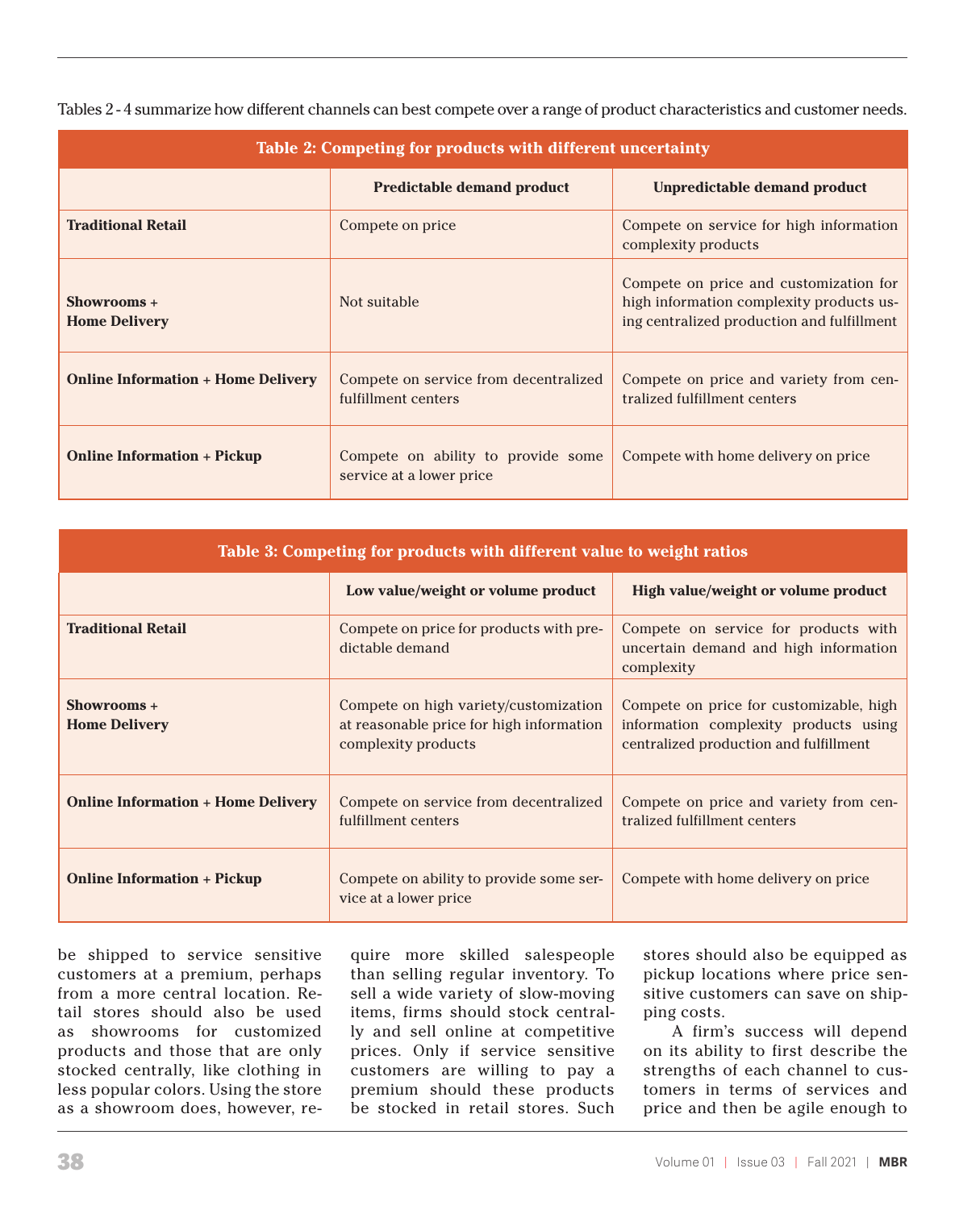Tables 2 - 4 summarize how different channels can best compete over a range of product characteristics and customer needs.

**Table 2: Competing for products with different uncertainty**

| | Predictable demand product | Unpredictable demand product |
|---|---|---|
| **Traditional Retail** | Compete on price | Compete on service for high information complexity products |
| **Showrooms + Home Delivery** | Not suitable | Compete on price and customization for high information complexity products using centralized production and fulfillment |
| **Online Information + Home Delivery** | Compete on service from decentralized fulfillment centers | Compete on price and variety from centralized fulfillment centers |
| **Online Information + Pickup** | Compete on ability to provide some service at a lower price | Compete with home delivery on price |

**Table 3: Competing for products with different value to weight ratios**

| | Low value/weight or volume product | High value/weight or volume product |
|---|---|---|
| **Traditional Retail** | Compete on price for products with predictable demand | Compete on service for products with uncertain demand and high information complexity |
| **Showrooms + Home Delivery** | Compete on high variety/customization at reasonable price for high information complexity products | Compete on price for customizable, high information complexity products using centralized production and fulfillment |
| **Online Information + Home Delivery** | Compete on service from decentralized fulfillment centers | Compete on price and variety from centralized fulfillment centers |
| **Online Information + Pickup** | Compete on ability to provide some service at a lower price | Compete with home delivery on price |

be shipped to service sensitive customers at a premium, perhaps from a more central location. Retail stores should also be used as showrooms for customized products and those that are only stocked centrally, like clothing in less popular colors. Using the store as a showroom does, however, require more skilled salespeople than selling regular inventory. To sell a wide variety of slow-moving items, firms should stock centrally and sell online at competitive prices. Only if service sensitive customers are willing to pay a premium should these products be stocked in retail stores. Such stores should also be equipped as pickup locations where price sensitive customers can save on shipping costs.

A firm's success will depend on its ability to first describe the strengths of each channel to customers in terms of services and price and then be agile enough to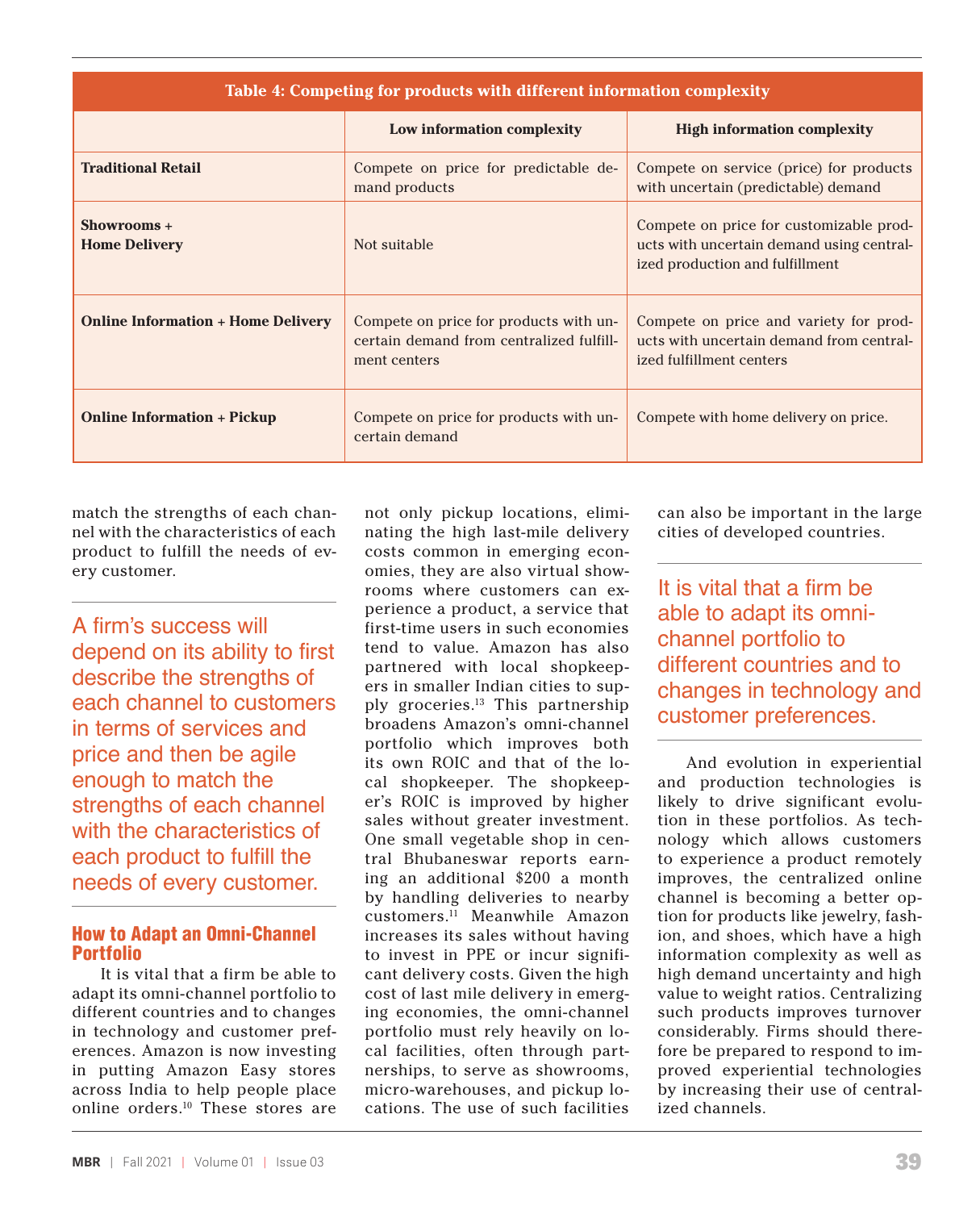**Table 4: Competing for products with different information complexity**

| | Low information complexity | High information complexity |
|---|---|---|
| **Traditional Retail** | Compete on price for predictable demand products | Compete on service (price) for products with uncertain (predictable) demand |
| **Showrooms + Home Delivery** | Not suitable | Compete on price for customizable products with uncertain demand using centralized production and fulfillment |
| **Online Information + Home Delivery** | Compete on price for products with uncertain demand from centralized fulfillment centers | Compete on price and variety for products with uncertain demand from centralized fulfillment centers |
| **Online Information + Pickup** | Compete on price for products with uncertain demand | Compete with home delivery on price. |

match the strengths of each channel with the characteristics of each product to fulfill the needs of every customer.

> A firm's success will depend on its ability to first describe the strengths of each channel to customers in terms of services and price and then be agile enough to match the strengths of each channel with the characteristics of each product to fulfill the needs of every customer.

## How to Adapt an Omni-Channel Portfolio

It is vital that a firm be able to adapt its omni-channel portfolio to different countries and to changes in technology and customer preferences. Amazon is now investing in putting Amazon Easy stores across India to help people place online orders.[10] These stores are not only pickup locations, eliminating the high last-mile delivery costs common in emerging economies, they are also virtual showrooms where customers can experience a product, a service that first-time users in such economies tend to value. Amazon has also partnered with local shopkeepers in smaller Indian cities to supply groceries.[13] This partnership broadens Amazon's omni-channel portfolio which improves both its own ROIC and that of the local shopkeeper. The shopkeeper's ROIC is improved by higher sales without greater investment. One small vegetable shop in central Bhubaneswar reports earning an additional $200 a month by handling deliveries to nearby customers.[11] Meanwhile Amazon increases its sales without having to invest in PPE or incur significant delivery costs. Given the high cost of last mile delivery in emerging economies, the omni-channel portfolio must rely heavily on local facilities, often through partnerships, to serve as showrooms, micro-warehouses, and pickup locations. The use of such facilities can also be important in the large cities of developed countries.

> It is vital that a firm be able to adapt its omni-channel portfolio to different countries and to changes in technology and customer preferences.

And evolution in experiential and production technologies is likely to drive significant evolution in these portfolios. As technology which allows customers to experience a product remotely improves, the centralized online channel is becoming a better option for products like jewelry, fashion, and shoes, which have a high information complexity as well as high demand uncertainty and high value to weight ratios. Centralizing such products improves turnover considerably. Firms should therefore be prepared to respond to improved experiential technologies by increasing their use of centralized channels.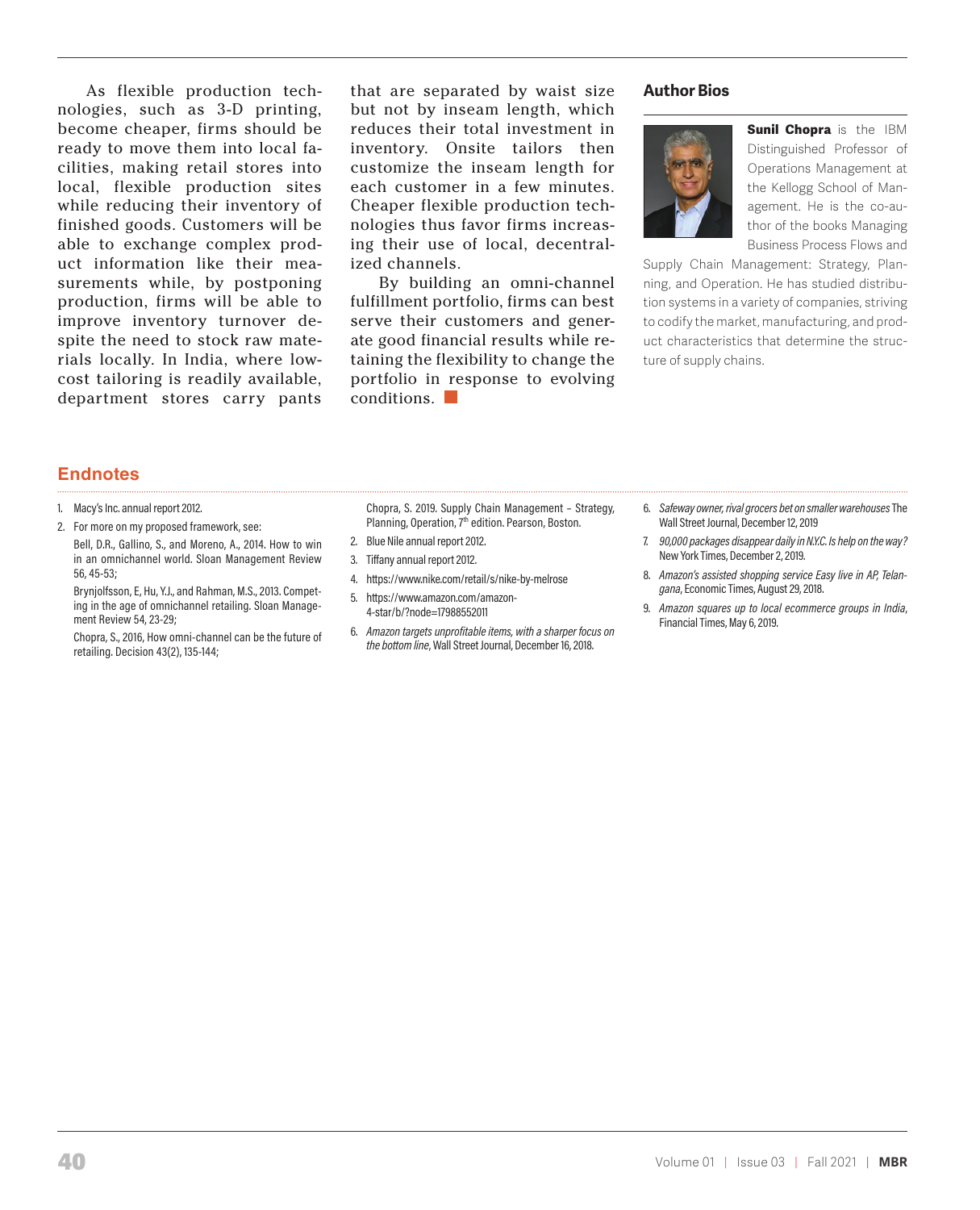As flexible production technologies, such as 3-D printing, become cheaper, firms should be ready to move them into local facilities, making retail stores into local, flexible production sites while reducing their inventory of finished goods. Customers will be able to exchange complex product information like their measurements while, by postponing production, firms will be able to improve inventory turnover despite the need to stock raw materials locally. In India, where low-cost tailoring is readily available, department stores carry pants that are separated by waist size but not by inseam length, which reduces their total investment in inventory. Onsite tailors then customize the inseam length for each customer in a few minutes. Cheaper flexible production technologies thus favor firms increasing their use of local, decentralized channels.

By building an omni-channel fulfillment portfolio, firms can best serve their customers and generate good financial results while retaining the flexibility to change the portfolio in response to evolving conditions.

## Author Bios

**Sunil Chopra** is the IBM Distinguished Professor of Operations Management at the Kellogg School of Management. He is the co-author of the books Managing Business Process Flows and Supply Chain Management: Strategy, Planning, and Operation. He has studied distribution systems in a variety of companies, striving to codify the market, manufacturing, and product characteristics that determine the structure of supply chains.

## Endnotes

1. Macy's Inc. annual report 2012.
2. For more on my proposed framework, see:
   Bell, D.R., Gallino, S., and Moreno, A., 2014. How to win in an omnichannel world. Sloan Management Review 56, 45-53;
   Brynjolfsson, E, Hu, Y.J., and Rahman, M.S., 2013. Competing in the age of omnichannel retailing. Sloan Management Review 54, 23-29;
   Chopra, S., 2016, How omni-channel can be the future of retailing. Decision 43(2), 135-144;
   Chopra, S. 2019. Supply Chain Management – Strategy, Planning, Operation, 7th edition. Pearson, Boston.
2. Blue Nile annual report 2012.
3. Tiffany annual report 2012.
4. https://www.nike.com/retail/s/nike-by-melrose
5. https://www.amazon.com/amazon-4-star/b/?node=17988552011
6. *Amazon targets unprofitable items, with a sharper focus on the bottom line*, Wall Street Journal, December 16, 2018.
6. *Safeway owner, rival grocers bet on smaller warehouses* The Wall Street Journal, December 12, 2019
7. *90,000 packages disappear daily in N.Y.C. Is help on the way?* New York Times, December 2, 2019.
8. *Amazon's assisted shopping service Easy live in AP, Telangana*, Economic Times, August 29, 2018.
9. *Amazon squares up to local ecommerce groups in India*, Financial Times, May 6, 2019.